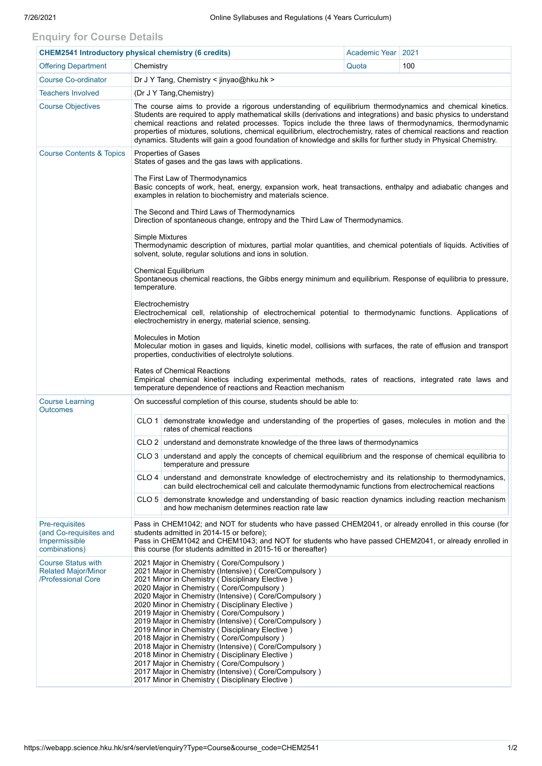## Enquiry for Course Details

| CHEM2541 Introductory physical chemistry (6 credits) | | Academic Year | 2021 |
|---|---|---|---|
| Offering Department | Chemistry | Quota | 100 |
| Course Co-ordinator | Dr J Y Tang, Chemistry < jinyao@hku.hk > | | |
| Teachers Involved | (Dr J Y Tang,Chemistry) | | |
| Course Objectives | The course aims to provide a rigorous understanding of equilibrium thermodynamics and chemical kinetics. Students are required to apply mathematical skills (derivations and integrations) and basic physics to understand chemical reactions and related processes. Topics include the three laws of thermodynamics, thermodynamic properties of mixtures, solutions, chemical equilibrium, electrochemistry, rates of chemical reactions and reaction dynamics. Students will gain a good foundation of knowledge and skills for further study in Physical Chemistry. | | |
| Course Contents & Topics | Properties of Gases<br>States of gases and the gas laws with applications.<br><br>The First Law of Thermodynamics<br>Basic concepts of work, heat, energy, expansion work, heat transactions, enthalpy and adiabatic changes and examples in relation to biochemistry and materials science.<br><br>The Second and Third Laws of Thermodynamics<br>Direction of spontaneous change, entropy and the Third Law of Thermodynamics.<br><br>Simple Mixtures<br>Thermodynamic description of mixtures, partial molar quantities, and chemical potentials of liquids. Activities of solvent, solute, regular solutions and ions in solution.<br><br>Chemical Equilibrium<br>Spontaneous chemical reactions, the Gibbs energy minimum and equilibrium. Response of equilibria to pressure, temperature.<br><br>Electrochemistry<br>Electrochemical cell, relationship of electrochemical potential to thermodynamic functions. Applications of electrochemistry in energy, material science, sensing.<br><br>Molecules in Motion<br>Molecular motion in gases and liquids, kinetic model, collisions with surfaces, the rate of effusion and transport properties, conductivities of electrolyte solutions.<br><br>Rates of Chemical Reactions<br>Empirical chemical kinetics including experimental methods, rates of reactions, integrated rate laws and temperature dependence of reactions and Reaction mechanism | | |
| Course Learning Outcomes | On successful completion of this course, students should be able to:<br><br>CLO 1: demonstrate knowledge and understanding of the properties of gases, molecules in motion and the rates of chemical reactions<br>CLO 2: understand and demonstrate knowledge of the three laws of thermodynamics<br>CLO 3: understand and apply the concepts of chemical equilibrium and the response of chemical equilibria to temperature and pressure<br>CLO 4: understand and demonstrate knowledge of electrochemistry and its relationship to thermodynamics, can build electrochemical cell and calculate thermodynamic functions from electrochemical reactions<br>CLO 5: demonstrate knowledge and understanding of basic reaction dynamics including reaction mechanism and how mechanism determines reaction rate law | | |
| Pre-requisites (and Co-requisites and Impermissible combinations) | Pass in CHEM1042; and NOT for students who have passed CHEM2041, or already enrolled in this course (for students admitted in 2014-15 or before);<br>Pass in CHEM1042 and CHEM1043; and NOT for students who have passed CHEM2041, or already enrolled in this course (for students admitted in 2015-16 or thereafter) | | |
| Course Status with Related Major/Minor /Professional Core | 2021 Major in Chemistry ( Core/Compulsory )<br>2021 Major in Chemistry (Intensive) ( Core/Compulsory )<br>2021 Minor in Chemistry ( Disciplinary Elective )<br>2020 Major in Chemistry ( Core/Compulsory )<br>2020 Major in Chemistry (Intensive) ( Core/Compulsory )<br>2020 Minor in Chemistry ( Disciplinary Elective )<br>2019 Major in Chemistry ( Core/Compulsory )<br>2019 Major in Chemistry (Intensive) ( Core/Compulsory )<br>2019 Minor in Chemistry ( Disciplinary Elective )<br>2018 Major in Chemistry ( Core/Compulsory )<br>2018 Major in Chemistry (Intensive) ( Core/Compulsory )<br>2018 Minor in Chemistry ( Disciplinary Elective )<br>2017 Major in Chemistry ( Core/Compulsory )<br>2017 Major in Chemistry (Intensive) ( Core/Compulsory )<br>2017 Minor in Chemistry ( Disciplinary Elective ) | | |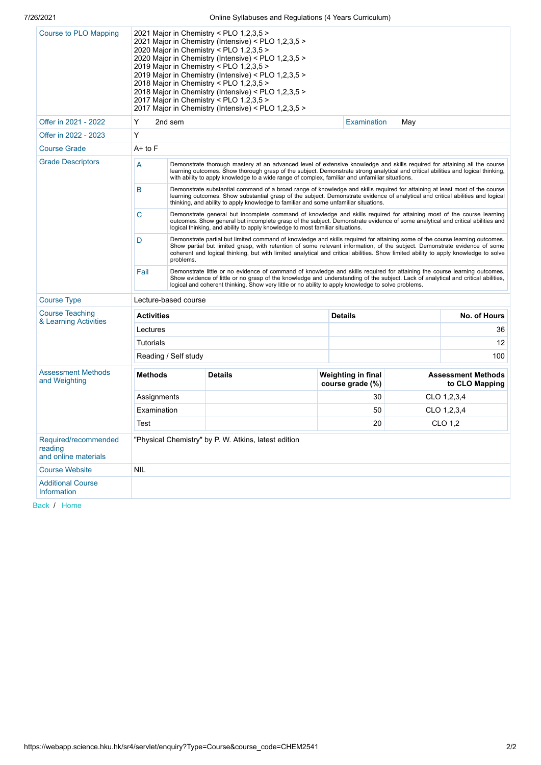| | |
|---|---|
| Course to PLO Mapping | 2021 Major in Chemistry < PLO 1,2,3,5 ><br>2021 Major in Chemistry (Intensive) < PLO 1,2,3,5 ><br>2020 Major in Chemistry < PLO 1,2,3,5 ><br>2020 Major in Chemistry (Intensive) < PLO 1,2,3,5 ><br>2019 Major in Chemistry < PLO 1,2,3,5 ><br>2019 Major in Chemistry (Intensive) < PLO 1,2,3,5 ><br>2018 Major in Chemistry < PLO 1,2,3,5 ><br>2018 Major in Chemistry (Intensive) < PLO 1,2,3,5 ><br>2017 Major in Chemistry < PLO 1,2,3,5 ><br>2017 Major in Chemistry (Intensive) < PLO 1,2,3,5 > |
| Offer in 2021 - 2022 | Y 2nd sem — Examination: May |
| Offer in 2022 - 2023 | Y |
| Course Grade | A+ to F |

**Grade Descriptors**

| | |
|---|---|
| A | Demonstrate thorough mastery at an advanced level of extensive knowledge and skills required for attaining all the course learning outcomes. Show thorough grasp of the subject. Demonstrate strong analytical and critical abilities and logical thinking, with ability to apply knowledge to a wide range of complex, familiar and unfamiliar situations. |
| B | Demonstrate substantial command of a broad range of knowledge and skills required for attaining at least most of the course learning outcomes. Show substantial grasp of the subject. Demonstrate evidence of analytical and critical abilities and logical thinking, and ability to apply knowledge to familiar and some unfamiliar situations. |
| C | Demonstrate general but incomplete command of knowledge and skills required for attaining most of the course learning outcomes. Show general but incomplete grasp of the subject. Demonstrate evidence of some analytical and critical abilities and logical thinking, and ability to apply knowledge to most familiar situations. |
| D | Demonstrate partial but limited command of knowledge and skills required for attaining some of the course learning outcomes. Show partial but limited grasp, with retention of some relevant information, of the subject. Demonstrate evidence of some coherent and logical thinking, but with limited analytical and critical abilities. Show limited ability to apply knowledge to solve problems. |
| Fail | Demonstrate little or no evidence of command of knowledge and skills required for attaining the course learning outcomes. Show evidence of little or no grasp of the knowledge and understanding of the subject. Lack of analytical and critical abilities, logical and coherent thinking. Show very little or no ability to apply knowledge to solve problems. |

**Course Type:** Lecture-based course

**Course Teaching & Learning Activities**

| Activities | Details | No. of Hours |
|---|---|---|
| Lectures | | 36 |
| Tutorials | | 12 |
| Reading / Self study | | 100 |

**Assessment Methods and Weighting**

| Methods | Details | Weighting in final course grade (%) | Assessment Methods to CLO Mapping |
|---|---|---|---|
| Assignments | | 30 | CLO 1,2,3,4 |
| Examination | | 50 | CLO 1,2,3,4 |
| Test | | 20 | CLO 1,2 |

| | |
|---|---|
| Required/recommended reading and online materials | "Physical Chemistry" by P. W. Atkins, latest edition |
| Course Website | NIL |
| Additional Course Information | |

Back / Home